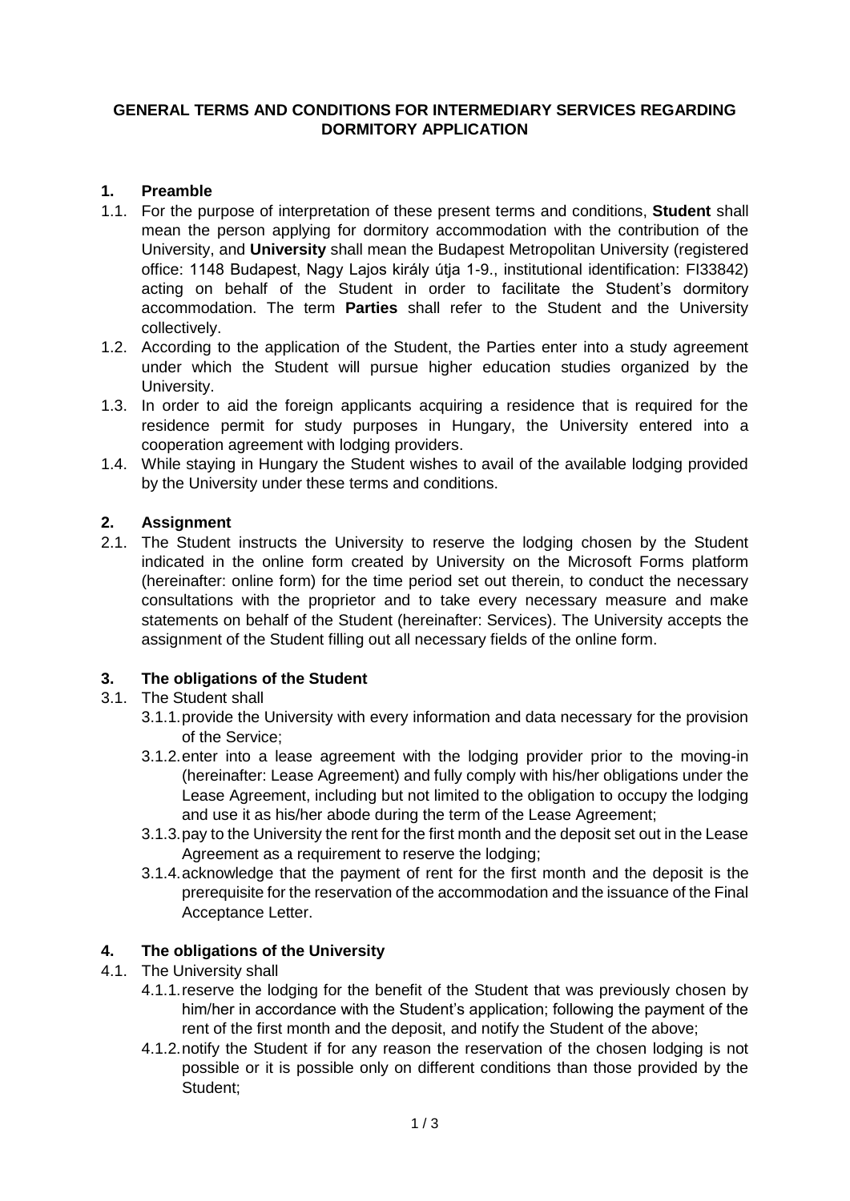# GENERAL TERMS AND CONDITIONS FOR INTERMEDIARY SERVICES REGARDING DORMITORY APPLICATION

## 1. Preamble

1.1. For the purpose of interpretation of these present terms and conditions, **Student** shall mean the person applying for dormitory accommodation with the contribution of the University, and **University** shall mean the Budapest Metropolitan University (registered office: 1148 Budapest, Nagy Lajos király útja 1-9., institutional identification: FI33842) acting on behalf of the Student in order to facilitate the Student's dormitory accommodation. The term **Parties** shall refer to the Student and the University collectively.

1.2. According to the application of the Student, the Parties enter into a study agreement under which the Student will pursue higher education studies organized by the University.

1.3. In order to aid the foreign applicants acquiring a residence that is required for the residence permit for study purposes in Hungary, the University entered into a cooperation agreement with lodging providers.

1.4. While staying in Hungary the Student wishes to avail of the available lodging provided by the University under these terms and conditions.

## 2. Assignment

2.1. The Student instructs the University to reserve the lodging chosen by the Student indicated in the online form created by University on the Microsoft Forms platform (hereinafter: online form) for the time period set out therein, to conduct the necessary consultations with the proprietor and to take every necessary measure and make statements on behalf of the Student (hereinafter: Services). The University accepts the assignment of the Student filling out all necessary fields of the online form.

## 3. The obligations of the Student

3.1. The Student shall

- 3.1.1. provide the University with every information and data necessary for the provision of the Service;
- 3.1.2. enter into a lease agreement with the lodging provider prior to the moving-in (hereinafter: Lease Agreement) and fully comply with his/her obligations under the Lease Agreement, including but not limited to the obligation to occupy the lodging and use it as his/her abode during the term of the Lease Agreement;
- 3.1.3. pay to the University the rent for the first month and the deposit set out in the Lease Agreement as a requirement to reserve the lodging;
- 3.1.4. acknowledge that the payment of rent for the first month and the deposit is the prerequisite for the reservation of the accommodation and the issuance of the Final Acceptance Letter.

## 4. The obligations of the University

4.1. The University shall

- 4.1.1. reserve the lodging for the benefit of the Student that was previously chosen by him/her in accordance with the Student's application; following the payment of the rent of the first month and the deposit, and notify the Student of the above;
- 4.1.2. notify the Student if for any reason the reservation of the chosen lodging is not possible or it is possible only on different conditions than those provided by the Student;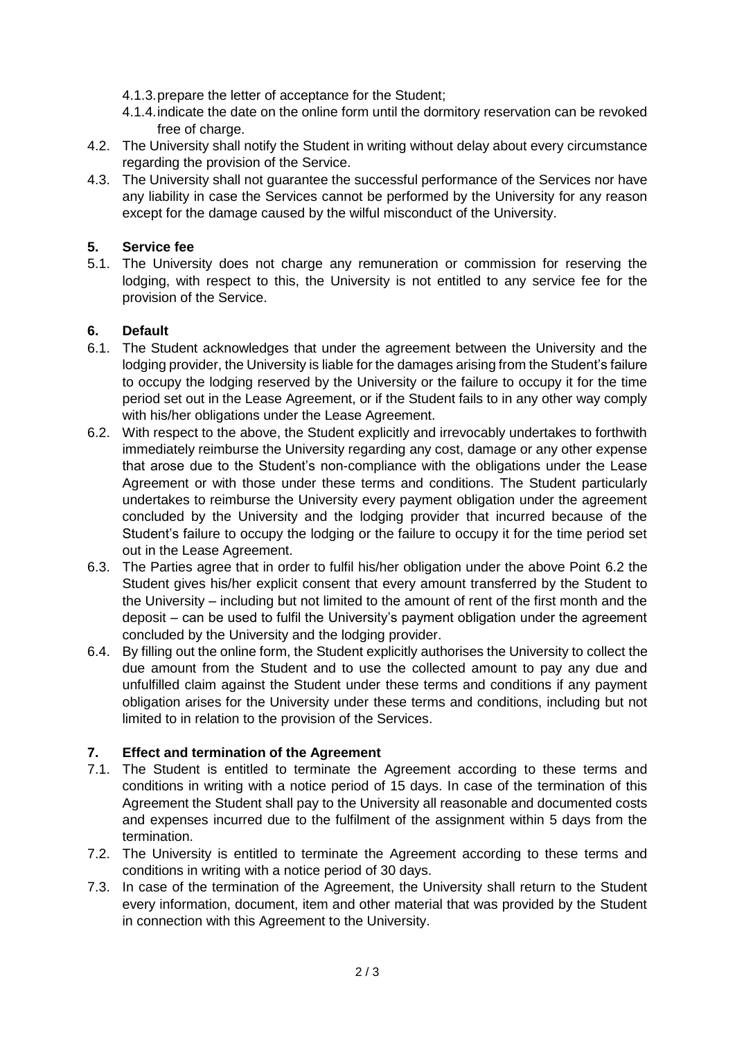4.1.3. prepare the letter of acceptance for the Student;

4.1.4. indicate the date on the online form until the dormitory reservation can be revoked free of charge.

4.2. The University shall notify the Student in writing without delay about every circumstance regarding the provision of the Service.

4.3. The University shall not guarantee the successful performance of the Services nor have any liability in case the Services cannot be performed by the University for any reason except for the damage caused by the wilful misconduct of the University.

## 5. Service fee

5.1. The University does not charge any remuneration or commission for reserving the lodging, with respect to this, the University is not entitled to any service fee for the provision of the Service.

## 6. Default

6.1. The Student acknowledges that under the agreement between the University and the lodging provider, the University is liable for the damages arising from the Student's failure to occupy the lodging reserved by the University or the failure to occupy it for the time period set out in the Lease Agreement, or if the Student fails to in any other way comply with his/her obligations under the Lease Agreement.

6.2. With respect to the above, the Student explicitly and irrevocably undertakes to forthwith immediately reimburse the University regarding any cost, damage or any other expense that arose due to the Student's non-compliance with the obligations under the Lease Agreement or with those under these terms and conditions. The Student particularly undertakes to reimburse the University every payment obligation under the agreement concluded by the University and the lodging provider that incurred because of the Student's failure to occupy the lodging or the failure to occupy it for the time period set out in the Lease Agreement.

6.3. The Parties agree that in order to fulfil his/her obligation under the above Point 6.2 the Student gives his/her explicit consent that every amount transferred by the Student to the University – including but not limited to the amount of rent of the first month and the deposit – can be used to fulfil the University's payment obligation under the agreement concluded by the University and the lodging provider.

6.4. By filling out the online form, the Student explicitly authorises the University to collect the due amount from the Student and to use the collected amount to pay any due and unfulfilled claim against the Student under these terms and conditions if any payment obligation arises for the University under these terms and conditions, including but not limited to in relation to the provision of the Services.

## 7. Effect and termination of the Agreement

7.1. The Student is entitled to terminate the Agreement according to these terms and conditions in writing with a notice period of 15 days. In case of the termination of this Agreement the Student shall pay to the University all reasonable and documented costs and expenses incurred due to the fulfilment of the assignment within 5 days from the termination.

7.2. The University is entitled to terminate the Agreement according to these terms and conditions in writing with a notice period of 30 days.

7.3. In case of the termination of the Agreement, the University shall return to the Student every information, document, item and other material that was provided by the Student in connection with this Agreement to the University.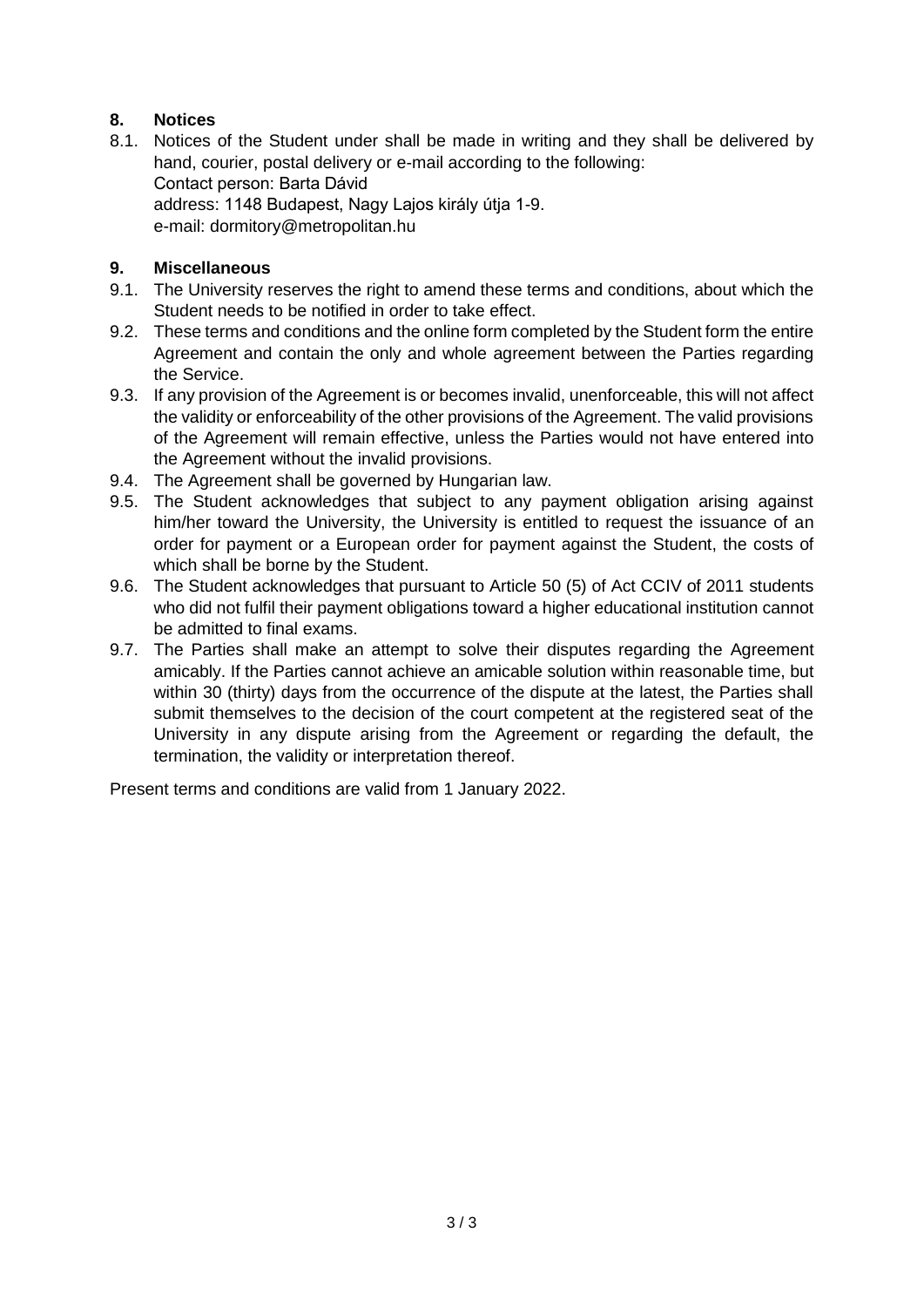## 8. Notices

8.1. Notices of the Student under shall be made in writing and they shall be delivered by hand, courier, postal delivery or e-mail according to the following:
Contact person: Barta Dávid
address: 1148 Budapest, Nagy Lajos király útja 1-9.
e-mail: dormitory@metropolitan.hu

## 9. Miscellaneous

9.1. The University reserves the right to amend these terms and conditions, about which the Student needs to be notified in order to take effect.

9.2. These terms and conditions and the online form completed by the Student form the entire Agreement and contain the only and whole agreement between the Parties regarding the Service.

9.3. If any provision of the Agreement is or becomes invalid, unenforceable, this will not affect the validity or enforceability of the other provisions of the Agreement. The valid provisions of the Agreement will remain effective, unless the Parties would not have entered into the Agreement without the invalid provisions.

9.4. The Agreement shall be governed by Hungarian law.

9.5. The Student acknowledges that subject to any payment obligation arising against him/her toward the University, the University is entitled to request the issuance of an order for payment or a European order for payment against the Student, the costs of which shall be borne by the Student.

9.6. The Student acknowledges that pursuant to Article 50 (5) of Act CCIV of 2011 students who did not fulfil their payment obligations toward a higher educational institution cannot be admitted to final exams.

9.7. The Parties shall make an attempt to solve their disputes regarding the Agreement amicably. If the Parties cannot achieve an amicable solution within reasonable time, but within 30 (thirty) days from the occurrence of the dispute at the latest, the Parties shall submit themselves to the decision of the court competent at the registered seat of the University in any dispute arising from the Agreement or regarding the default, the termination, the validity or interpretation thereof.

Present terms and conditions are valid from 1 January 2022.